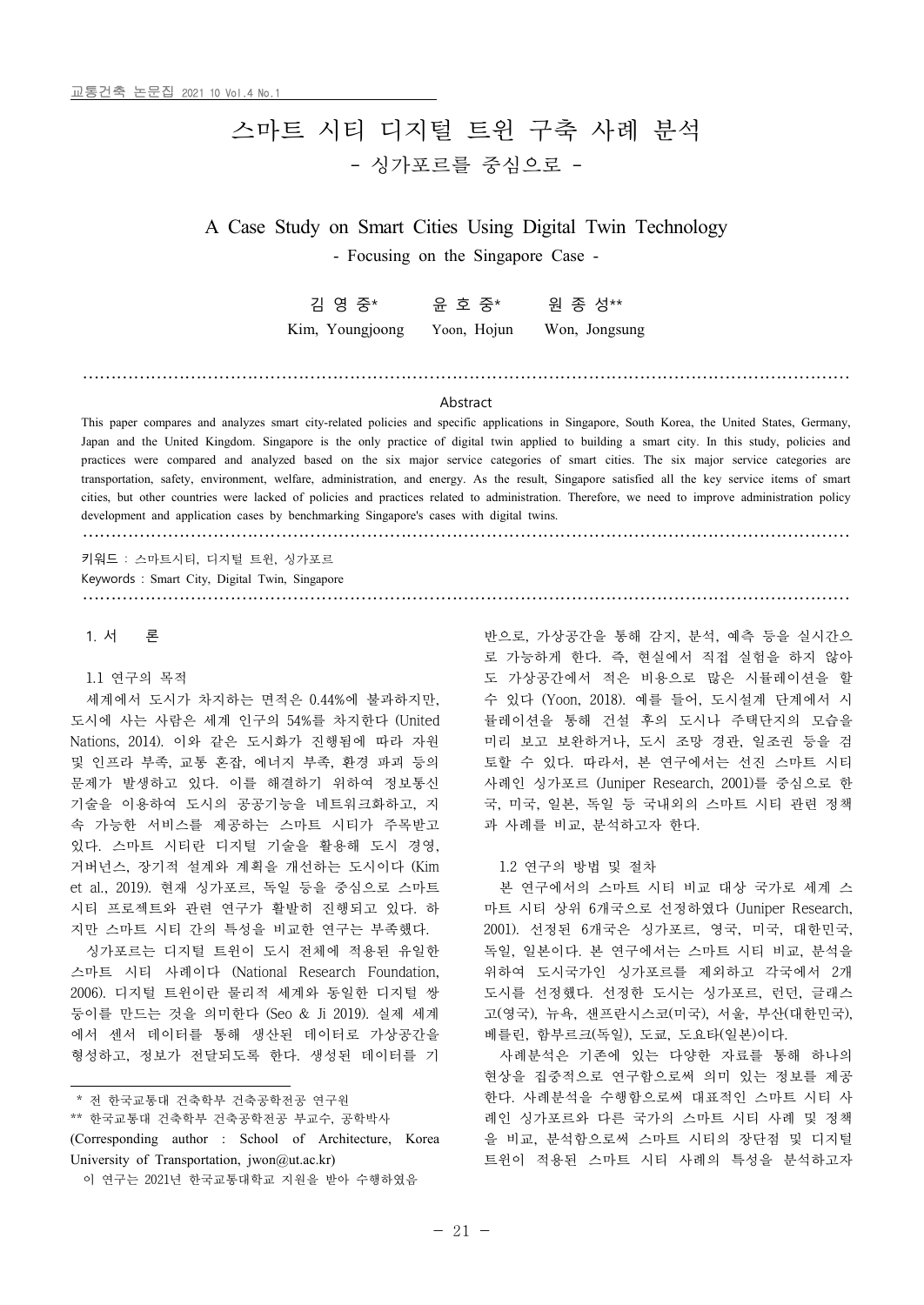# 스마트 시티 디지털 트윈 구축 사례 분석

## - 싱가포르를 중심으로 -

# A Case Study on Smart Cities Using Digital Twin Technology

## - Focusing on the Singapore Case -

김 영 중* 윤 호 중* 원 종 성**

Kim, Youngjoong Yoon, Hojun Won, Jongsung

### Abstract

This paper compares and analyzes smart city-related policies and specific applications in Singapore, South Korea, the United States, Germany, Japan and the United Kingdom. Singapore is the only practice of digital twin applied to building a smart city. In this study, policies and practices were compared and analyzed based on the six major service categories of smart cities. The six major service categories are transportation, safety, environment, welfare, administration, and energy. As the result, Singapore satisfied all the key service items of smart cities, but other countries were lacked of policies and practices related to administration. Therefore, we need to improve administration policy development and application cases by benchmarking Singapore's cases with digital twins.

키워드 : 스마트시티, 디지털 트윈, 싱가포르

Keywords : Smart City, Digital Twin, Singapore

## 1. 서 론

### 1.1 연구의 목적

세계에서 도시가 차지하는 면적은 0.44%에 불과하지만, 도시에 사는 사람은 세계 인구의 54%를 차지한다 (United Nations, 2014). 이와 같은 도시화가 진행됨에 따라 자원 및 인프라 부족, 교통 혼잡, 에너지 부족, 환경 파괴 등의 문제가 발생하고 있다. 이를 해결하기 위하여 정보통신 기술을 이용하여 도시의 공공기능을 네트워크화하고, 지속 가능한 서비스를 제공하는 스마트 시티가 주목받고 있다. 스마트 시티란 디지털 기술을 활용해 도시 경영, 거버넌스, 장기적 설계와 계획을 개선하는 도시이다 (Kim et al., 2019). 현재 싱가포르, 독일 등을 중심으로 스마트 시티 프로젝트와 관련 연구가 활발히 진행되고 있다. 하지만 스마트 시티 간의 특성을 비교한 연구는 부족했다.

싱가포르는 디지털 트윈이 도시 전체에 적용된 유일한 스마트 시티 사례이다 (National Research Foundation, 2006). 디지털 트윈이란 물리적 세계와 동일한 디지털 쌍둥이를 만드는 것을 의미한다 (Seo & Ji 2019). 실제 세계에서 센서 데이터를 통해 생산된 데이터로 가상공간을 형성하고, 정보가 전달되도록 한다. 생성된 데이터를 기반으로, 가상공간을 통해 감지, 분석, 예측 등을 실시간으로 가능하게 한다. 즉, 현실에서 직접 실험을 하지 않아도 가상공간에서 적은 비용으로 많은 시뮬레이션을 할 수 있다 (Yoon, 2018). 예를 들어, 도시설계 단계에서 시뮬레이션을 통해 건설 후의 도시나 주택단지의 모습을 미리 보고 보완하거나, 도시 조망 경관, 일조권 등을 검토할 수 있다. 따라서, 본 연구에서는 선진 스마트 시티 사례인 싱가포르 (Juniper Research, 2001)를 중심으로 한국, 미국, 일본, 독일 등 국내외의 스마트 시티 관련 정책과 사례를 비교, 분석하고자 한다.

### 1.2 연구의 방법 및 절차

본 연구에서의 스마트 시티 비교 대상 국가로 세계 스마트 시티 상위 6개국으로 선정하였다 (Juniper Research, 2001). 선정된 6개국은 싱가포르, 영국, 미국, 대한민국, 독일, 일본이다. 본 연구에서는 스마트 시티 비교, 분석을 위하여 도시국가인 싱가포르를 제외하고 각국에서 2개 도시를 선정했다. 선정한 도시는 싱가포르, 런던, 글래스고(영국), 뉴욕, 샌프란시스코(미국), 서울, 부산(대한민국), 베를린, 함부르크(독일), 도쿄, 도요타(일본)이다.

사례분석은 기존에 있는 다양한 자료를 통해 하나의 현상을 집중적으로 연구함으로써 의미 있는 정보를 제공한다. 사례분석을 수행함으로써 대표적인 스마트 시티 사례인 싱가포르와 다른 국가의 스마트 시티 사례 및 정책을 비교, 분석함으로써 스마트 시티의 장단점 및 디지털 트윈이 적용된 스마트 시티 사례의 특성을 분석하고자

---

\* 전 한국교통대 건축학부 건축공학전공 연구원

** 한국교통대 건축학부 건축공학전공 부교수, 공학박사

(Corresponding author : School of Architecture, Korea University of Transportation, jwon@ut.ac.kr)

이 연구는 2021년 한국교통대학교 지원을 받아 수행하였음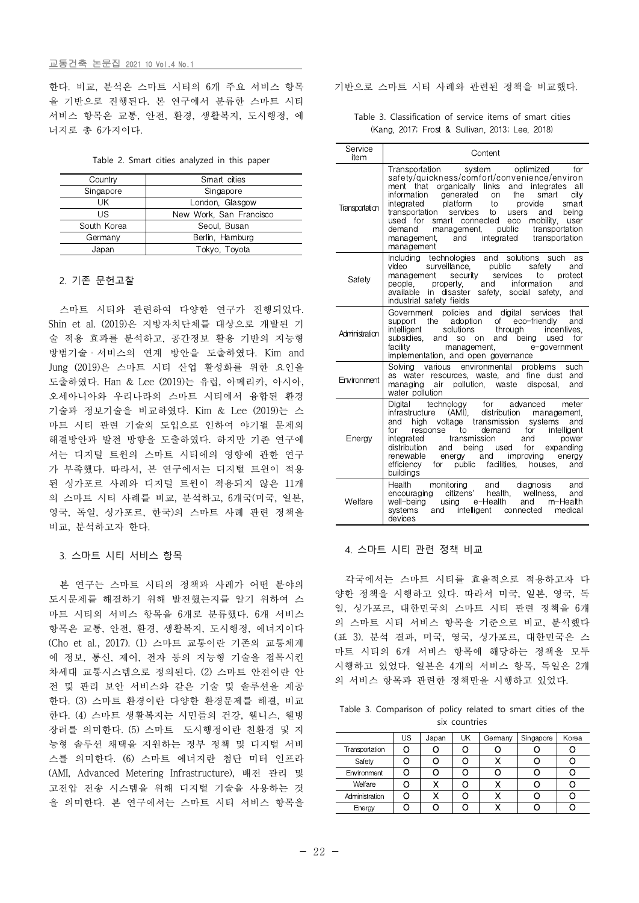한다. 비교, 분석은 스마트 시티의 6개 주요 서비스 항목을 기반으로 진행된다. 본 연구에서 분류한 스마트 시티 서비스 항목은 교통, 안전, 환경, 생활복지, 도시행정, 에너지로 총 6가지이다.

Table 2. Smart cities analyzed in this paper

| Country | Smart cities |
|---|---|
| Singapore | Singapore |
| UK | London, Glasgow |
| US | New Work, San Francisco |
| South Korea | Seoul, Busan |
| Germany | Berlin, Hamburg |
| Japan | Tokyo, Toyota |

## 2. 기존 문헌고찰

스마트 시티와 관련하여 다양한 연구가 진행되었다. Shin et al. (2019)은 지방자치단체를 대상으로 개발된 기술 적용 효과를 분석하고, 공간정보 활용 기반의 지능형 방범기술 · 서비스의 연계 방안을 도출하였다. Kim and Jung (2019)은 스마트 시티 산업 활성화를 위한 요인을 도출하였다. Han & Lee (2019)는 유럽, 아메리카, 아시아, 오세아니아와 우리나라의 스마트 시티에서 융합된 환경기술과 정보기술을 비교하였다. Kim & Lee (2019)는 스마트 시티 관련 기술의 도입으로 인하여 야기될 문제의 해결방안과 발전 방향을 도출하였다. 하지만 기존 연구에서는 디지털 트윈의 스마트 시티에의 영향에 관한 연구가 부족했다. 따라서, 본 연구에서는 디지털 트윈이 적용된 싱가포르 사례와 디지털 트윈이 적용되지 않은 11개의 스마트 시티 사례를 비교, 분석하고, 6개국(미국, 일본, 영국, 독일, 싱가포르, 한국)의 스마트 사례 관련 정책을 비교, 분석하고자 한다.

## 3. 스마트 시티 서비스 항목

본 연구는 스마트 시티의 정책과 사례가 어떤 분야의 도시문제를 해결하기 위해 발전했는지를 알기 위하여 스마트 시티의 서비스 항목을 6개로 분류했다. 6개 서비스 항목은 교통, 안전, 환경, 생활복지, 도시행정, 에너지이다 (Cho et al., 2017). (1) 스마트 교통이란 기존의 교통체계에 정보, 통신, 제어, 전자 등의 지능형 기술을 접목시킨 차세대 교통시스템으로 정의된다. (2) 스마트 안전이란 안전 및 관리 보안 서비스와 같은 기술 및 솔루션을 제공한다. (3) 스마트 환경이란 다양한 환경문제를 해결, 비교한다. (4) 스마트 생활복지는 시민들의 건강, 웰니스, 웰빙 장려를 의미한다. (5) 스마트 도시행정이란 친환경 및 지능형 솔루션 채택을 지원하는 정부 정책 및 디지털 서비스를 의미한다. (6) 스마트 에너지란 첨단 미터 인프라 (AMI, Advanced Metering Infrastructure), 배전 관리 및 고전압 전송 시스템을 위해 디지털 기술을 사용하는 것을 의미한다. 본 연구에서는 스마트 시티 서비스 항목을 기반으로 스마트 시티 사례와 관련된 정책을 비교했다.

Table 3. Classification of service items of smart cities (Kang, 2017; Frost & Sullivan, 2013; Lee, 2018)

| Service item | Content |
|---|---|
| Transportation | Transportation system optimized for safety/quickness/comfort/convenience/environment that organically links and integrates all information generated on the smart city integrated platform to provide smart transportation services to users and being used for smart connected eco mobility, user demand management, public transportation management, and integrated transportation management |
| Safety | Including technologies and solutions such as video surveillance, public safety and management security services to protect people, property, and information and available in disaster safety, social safety, and industrial safety fields |
| Administration | Government policies and digital services that support the adoption of eco-friendly and intelligent solutions through incentives, subsidies, and so on and being used for facility management, e-government implementation, and open governance |
| Environment | Solving various environmental problems such as water resources, waste, and fine dust and managing air pollution, waste disposal, and water pollution |
| Energy | Digital technology for advanced meter infrastructure (AMI), distribution management, and high voltage transmission systems and for response to demand for intelligent integrated transmission and power distribution and being used for expanding renewable energy and improving energy efficiency for public facilities, houses, and buildings |
| Welfare | Health monitoring and diagnosis and encouraging citizens' health, wellness, and well-being using e-Health and m-Health systems and intelligent connected medical devices |

## 4. 스마트 시티 관련 정책 비교

각국에서는 스마트 시티를 효율적으로 적용하고자 다양한 정책을 시행하고 있다. 따라서 미국, 일본, 영국, 독일, 싱가포르, 대한민국의 스마트 시티 관련 정책을 6개의 스마트 시티 서비스 항목을 기준으로 비교, 분석했다 (표 3). 분석 결과, 미국, 영국, 싱가포르, 대한민국은 스마트 시티의 6개 서비스 항목에 해당하는 정책을 모두 시행하고 있었다. 일본은 4개의 서비스 항목, 독일은 2개의 서비스 항목과 관련한 정책만을 시행하고 있었다.

Table 3. Comparison of policy related to smart cities of the six countries

| | US | Japan | UK | Germany | Singapore | Korea |
|---|---|---|---|---|---|---|
| Transportation | O | O | O | O | O | O |
| Safety | O | O | O | X | O | O |
| Environment | O | O | O | O | O | O |
| Welfare | O | X | O | X | O | O |
| Administration | O | X | O | X | O | O |
| Energy | O | O | O | X | O | O |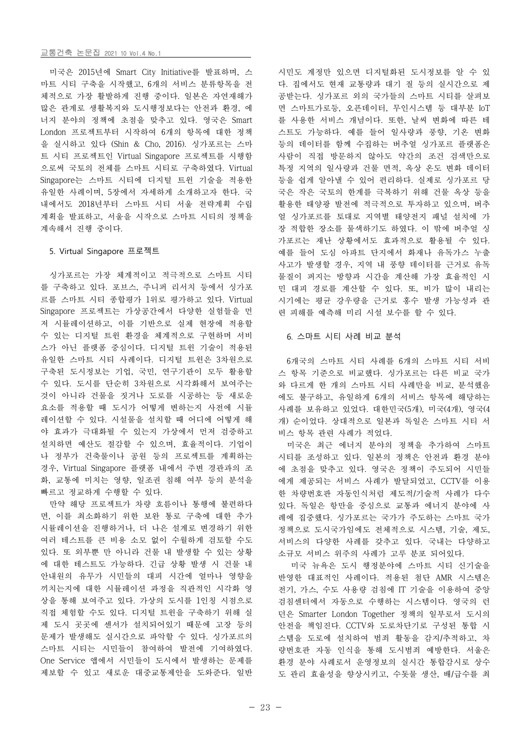미국은 2015년에 Smart City Initiative를 발표하며, 스마트 시티 구축을 시작했고, 6개의 서비스 분류항목을 전체적으로 가장 활발하게 진행 중이다. 일본은 자연재해가 많은 관계로 생활복지와 도시행정보다는 안전과 환경, 에너지 분야의 정책에 초점을 맞추고 있다. 영국은 Smart London 프로젝트부터 시작하여 6개의 항목에 대한 정책을 실시하고 있다 (Shin & Cho, 2016). 싱가포르는 스마트 시티 프로젝트인 Virtual Singapore 프로젝트를 시행함으로써 국토의 전체를 스마트 시티로 구축하였다. Virtual Singapore는 스마트 시티에 디지털 트윈 기술을 적용한 유일한 사례이며, 5장에서 자세하게 소개하고자 한다. 국내에서도 2018년부터 스마트 시티 서울 전략계획 수립 계획을 발표하고, 서울을 시작으로 스마트 시티의 정책을 계속해서 진행 중이다.

## 5. Virtual Singapore 프로젝트

싱가포르는 가장 체계적이고 적극적으로 스마트 시티를 구축하고 있다. 포브스, 주니퍼 리서치 등에서 싱가포르를 스마트 시티 종합평가 1위로 평가하고 있다. Virtual Singapore 프로젝트는 가상공간에서 다양한 실험들을 먼저 시뮬레이션하고, 이를 기반으로 실제 현장에 적용할 수 있는 디지털 트윈 환경을 체계적으로 구현하며 서비스가 아닌 플랫폼 중심이다. 디지털 트윈 기술이 적용된 유일한 스마트 시티 사례이다. 디지털 트윈은 3차원으로 구축된 도시정보는 기업, 국민, 연구기관이 모두 활용할 수 있다. 도시를 단순히 3차원으로 시각화해서 보여주는 것이 아니라 건물을 짓거나 도로를 시공하는 등 새로운 요소를 적용할 때 도시가 어떻게 변하는지 사전에 시뮬레이션할 수 있다. 시설물을 설치할 때 어디에 어떻게 해야 효과가 극대화될 수 있는지 가상에서 먼저 검증하고 설치하면 예산도 절감할 수 있으며, 효율적이다. 기업이나 정부가 건축물이나 공원 등의 프로젝트를 계획하는 경우, Virtual Singapore 플랫폼 내에서 주변 경관과의 조화, 교통에 미치는 영향, 일조권 침해 여부 등의 분석을 빠르고 정교하게 수행할 수 있다.

만약 해당 프로젝트가 차량 흐름이나 통행에 불편하다면, 이를 최소화하기 위한 보완 통로 구축에 대한 추가 시뮬레이션을 진행하거나, 더 나은 설계로 변경하기 위한 여러 테스트를 큰 비용 소모 없이 수월하게 검토할 수도 있다. 또 외부뿐 만 아니라 건물 내 발생할 수 있는 상황에 대한 테스트도 가능하다. 긴급 상황 발생 시 건물 내 안내원의 유무가 시민들의 대피 시간에 얼마나 영향을 끼치는지에 대한 시뮬레이션 과정을 직관적인 시각화 영상을 통해 보여주고 있다. 가상의 도시를 1인칭 시점으로 직접 체험할 수도 있다. 디지털 트윈을 구축하기 위해 실제 도시 곳곳에 센서가 설치되어있기 때문에 고장 등의 문제가 발생해도 실시간으로 파악할 수 있다. 싱가포르의 스마트 시티는 시민들이 참여하여 발전에 기여하였다. One Service 앱에서 시민들이 도시에서 발생하는 문제를 제보할 수 있고 새로운 대중교통제안을 도와준다. 일반 시민도 계정만 있으면 디지털화된 도시정보를 알 수 있다. 집에서도 현재 교통량과 대기 질 등의 실시간으로 제공받는다. 싱가포르 외의 국가들의 스마트 시티를 살펴보면 스마트가로등, 오픈데이터, 무인시스템 등 대부분 IoT를 사용한 서비스 개념이다. 또한, 날씨 변화에 따른 테스트도 가능하다. 예를 들어 일사량과 풍향, 기온 변화 등의 데이터를 함께 수집하는 버추얼 싱가포르 플랫폼은 사람이 직접 방문하지 않아도 약간의 조건 검색만으로 특정 지역의 일사량과 건물 면적, 옥상 온도 변화 데이터 등을 쉽게 알아낼 수 있어 편리하다. 실제로 싱가포르 당국은 작은 국토의 한계를 극복하기 위해 건물 옥상 등을 활용한 태양광 발전에 적극적으로 투자하고 있으며, 버추얼 싱가포르를 토대로 지역별 태양전지 패널 설치에 가장 적합한 장소를 물색하기도 하였다. 이 밖에 버추얼 싱가포르는 재난 상황에서도 효과적으로 활용될 수 있다. 예를 들어 도심 아파트 단지에서 화재나 유독가스 누출 사고가 발생할 경우, 지역 내 풍향 데이터를 근거로 유독물질이 퍼지는 방향과 시간을 계산해 가장 효율적인 시민 대피 경로를 계산할 수 있다. 또, 비가 많이 내리는 시기에는 평균 강수량을 근거로 홍수 발생 가능성과 관련 피해를 예측해 미리 시설 보수를 할 수 있다.

## 6. 스마트 시티 사례 비교 분석

6개국의 스마트 시티 사례를 6개의 스마트 시티 서비스 항목 기준으로 비교했다. 싱가포르는 다른 비교 국가와 다르게 한 개의 스마트 시티 사례만을 비교, 분석했음에도 불구하고, 유일하게 6개의 서비스 항목에 해당하는 사례를 보유하고 있었다. 대한민국(5개), 미국(4개), 영국(4개) 순이었다. 상대적으로 일본과 독일은 스마트 시티 서비스 항목 관련 사례가 적었다.

미국은 최근 에너지 분야의 정책을 추가하여 스마트 시티를 조성하고 있다. 일본의 정책은 안전과 환경 분야에 초점을 맞추고 있다. 영국은 정책이 주도되어 시민들에게 제공되는 서비스 사례가 발달되었고, CCTV를 이용한 차량번호판 자동인식처럼 제도적/기술적 사례가 다수 있다. 독일은 항만을 중심으로 교통과 에너지 분야에 사례에 집중했다. 싱가포르는 국가가 주도하는 스마트 국가 정책으로 도시국가임에도 전체적으로 시스템, 기술, 제도, 서비스의 다양한 사례를 갖추고 있다. 국내는 다양하고 소규모 서비스 위주의 사례가 고루 분포 되어있다.

미국 뉴욕은 도시 행정분야에 스마트 시티 신기술을 반영한 대표적인 사례이다. 적용된 첨단 AMR 시스템은 전기, 가스, 수도 사용량 검침에 IT 기술을 이용하여 중앙 검침센터에서 자동으로 수행하는 시스템이다. 영국의 런던은 Smarter London Together 정책의 일부로서 도시의 안전을 책임진다. CCTV와 도로차단기로 구성된 통합 시스템을 도로에 설치하여 범죄 활동을 감지/추적하고, 차량번호판 자동 인식을 통해 도시범죄 예방한다. 서울은 환경 분야 사례로서 운영정보의 실시간 통합감시로 상수도 관리 효율성을 향상시키고, 수돗물 생산, 배/급수를 최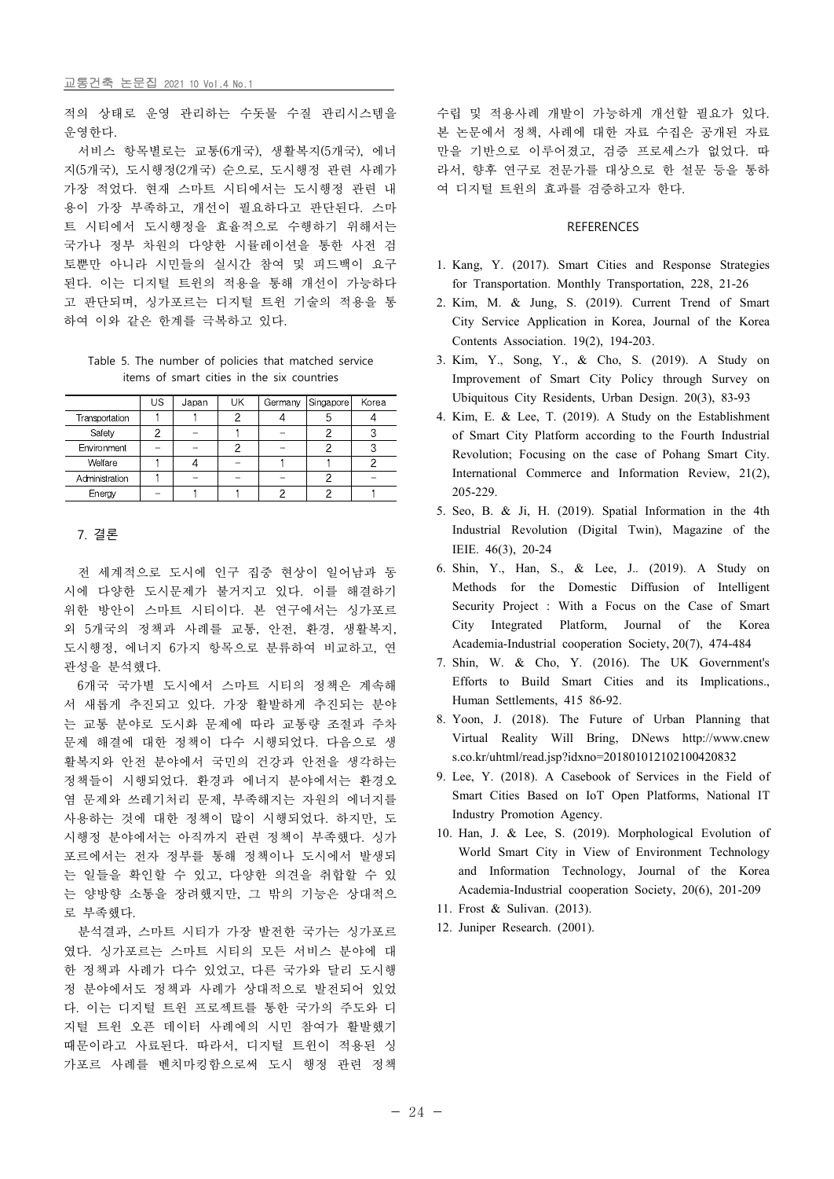적의 상태로 운영 관리하는 수돗물 수질 관리시스템을 운영한다.

서비스 항목별로는 교통(6개국), 생활복지(5개국), 에너지(5개국), 도시행정(2개국) 순으로, 도시행정 관련 사례가 가장 적었다. 현재 스마트 시티에서는 도시행정 관련 내용이 가장 부족하고, 개선이 필요하다고 판단된다. 스마트 시티에서 도시행정을 효율적으로 수행하기 위해서는 국가나 정부 차원의 다양한 시뮬레이션을 통한 사전 검토뿐만 아니라 시민들의 실시간 참여 및 피드백이 요구된다. 이는 디지털 트윈의 적용을 통해 개선이 가능하다고 판단되며, 싱가포르는 디지털 트윈 기술의 적용을 통하여 이와 같은 한계를 극복하고 있다.

Table 5. The number of policies that matched service items of smart cities in the six countries

| | US | Japan | UK | Germany | Singapore | Korea |
|---|---|---|---|---|---|---|
| Transportation | 1 | 1 | 2 | 4 | 5 | 4 |
| Safety | 2 | – | 1 | – | 2 | 3 |
| Environment | – | – | 2 | – | 2 | 3 |
| Welfare | 1 | 4 | – | 1 | 1 | 2 |
| Administration | 1 | – | – | – | 2 | – |
| Energy | – | 1 | 1 | 2 | 2 | 1 |

## 7. 결론

전 세계적으로 도시에 인구 집중 현상이 일어남과 동시에 다양한 도시문제가 불거지고 있다. 이를 해결하기 위한 방안이 스마트 시티이다. 본 연구에서는 싱가포르 외 5개국의 정책과 사례를 교통, 안전, 환경, 생활복지, 도시행정, 에너지 6가지 항목으로 분류하여 비교하고, 연관성을 분석했다.

6개국 국가별 도시에서 스마트 시티의 정책은 계속해서 새롭게 추진되고 있다. 가장 활발하게 추진되는 분야는 교통 분야로 도시화 문제에 따라 교통량 조절과 주차 문제 해결에 대한 정책이 다수 시행되었다. 다음으로 생활복지와 안전 분야에서 국민의 건강과 안전을 생각하는 정책들이 시행되었다. 환경과 에너지 분야에서는 환경오염 문제와 쓰레기처리 문제, 부족해지는 자원의 에너지를 사용하는 것에 대한 정책이 많이 시행되었다. 하지만, 도시행정 분야에서는 아직까지 관련 정책이 부족했다. 싱가포르에서는 전자 정부를 통해 정책이나 도시에서 발생되는 일들을 확인할 수 있고, 다양한 의견을 취합할 수 있는 양방향 소통을 장려했지만, 그 밖의 기능은 상대적으로 부족했다.

분석결과, 스마트 시티가 가장 발전한 국가는 싱가포르였다. 싱가포르는 스마트 시티의 모든 서비스 분야에 대한 정책과 사례가 다수 있었고, 다른 국가와 달리 도시행정 분야에서도 정책과 사례가 상대적으로 발전되어 있었다. 이는 디지털 트윈 프로젝트를 통한 국가의 주도와 디지털 트윈 오픈 데이터 사례에의 시민 참여가 활발했기 때문이라고 사료된다. 따라서, 디지털 트윈이 적용된 싱가포르 사례를 벤치마킹함으로써 도시 행정 관련 정책 수립 및 적용사례 개발이 가능하게 개선할 필요가 있다. 본 논문에서 정책, 사례에 대한 자료 수집은 공개된 자료만을 기반으로 이루어졌고, 검증 프로세스가 없었다. 따라서, 향후 연구로 전문가를 대상으로 한 설문 등을 통하여 디지털 트윈의 효과를 검증하고자 한다.

## REFERENCES

1. Kang, Y. (2017). Smart Cities and Response Strategies for Transportation. Monthly Transportation, 228, 21-26
2. Kim, M. & Jung, S. (2019). Current Trend of Smart City Service Application in Korea, Journal of the Korea Contents Association. 19(2), 194-203.
3. Kim, Y., Song, Y., & Cho, S. (2019). A Study on Improvement of Smart City Policy through Survey on Ubiquitous City Residents, Urban Design. 20(3), 83-93
4. Kim, E. & Lee, T. (2019). A Study on the Establishment of Smart City Platform according to the Fourth Industrial Revolution; Focusing on the case of Pohang Smart City. International Commerce and Information Review, 21(2), 205-229.
5. Seo, B. & Ji, H. (2019). Spatial Information in the 4th Industrial Revolution (Digital Twin), Magazine of the IEIE. 46(3), 20-24
6. Shin, Y., Han, S., & Lee, J.. (2019). A Study on Methods for the Domestic Diffusion of Intelligent Security Project : With a Focus on the Case of Smart City Integrated Platform, Journal of the Korea Academia-Industrial cooperation Society, 20(7), 474-484
7. Shin, W. & Cho, Y. (2016). The UK Government's Efforts to Build Smart Cities and its Implications., Human Settlements, 415 86-92.
8. Yoon, J. (2018). The Future of Urban Planning that Virtual Reality Will Bring, DNews http://www.cnews.co.kr/uhtml/read.jsp?idxno=201801012102100420832
9. Lee, Y. (2018). A Casebook of Services in the Field of Smart Cities Based on IoT Open Platforms, National IT Industry Promotion Agency.
10. Han, J. & Lee, S. (2019). Morphological Evolution of World Smart City in View of Environment Technology and Information Technology, Journal of the Korea Academia-Industrial cooperation Society, 20(6), 201-209
11. Frost & Sulivan. (2013).
12. Juniper Research. (2001).